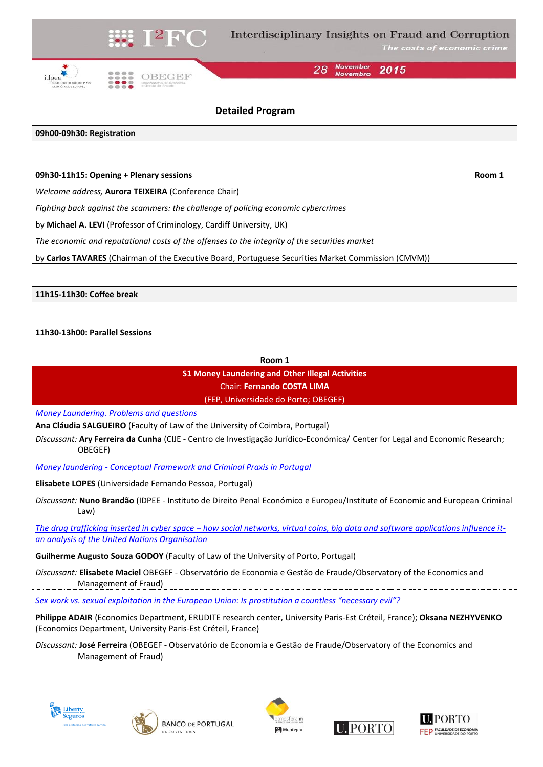# Detailed Program

**09h00-09h30: Registration**

---

**09h30-11h15: Opening + Plenary sessions** — **Room 1**

*Welcome address,* **Aurora TEIXEIRA** (Conference Chair)

*Fighting back against the scammers: the challenge of policing economic cybercrimes*

by **Michael A. LEVI** (Professor of Criminology, Cardiff University, UK)

*The economic and reputational costs of the offenses to the integrity of the securities market*

by **Carlos TAVARES** (Chairman of the Executive Board, Portuguese Securities Market Commission (CMVM))

---

**11h15-11h30: Coffee break**

---

**11h30-13h00: Parallel Sessions**

**Room 1**

**S1 Money Laundering and Other Illegal Activities**

Chair: **Fernando COSTA LIMA**

(FEP, Universidade do Porto; OBEGEF)

*Money Laundering. Problems and questions*

**Ana Cláudia SALGUEIRO** (Faculty of Law of the University of Coimbra, Portugal)

*Discussant:* **Ary Ferreira da Cunha** (CIJE - Centro de Investigação Jurídico-Económica/ Center for Legal and Economic Research; OBEGEF)

*Money laundering - Conceptual Framework and Criminal Praxis in Portugal*

**Elisabete LOPES** (Universidade Fernando Pessoa, Portugal)

*Discussant:* **Nuno Brandão** (IDPEE - Instituto de Direito Penal Económico e Europeu/Institute of Economic and European Criminal Law)

*The drug trafficking inserted in cyber space – how social networks, virtual coins, big data and software applications influence it-an analysis of the United Nations Organisation*

**Guilherme Augusto Souza GODOY** (Faculty of Law of the University of Porto, Portugal)

*Discussant:* **Elisabete Maciel** OBEGEF - Observatório de Economia e Gestão de Fraude/Observatory of the Economics and Management of Fraud)

*Sex work vs. sexual exploitation in the European Union: Is prostitution a countless "necessary evil"?*

**Philippe ADAIR** (Economics Department, ERUDITE research center, University Paris-Est Créteil, France); **Oksana NEZHYVENKO** (Economics Department, University Paris-Est Créteil, France)

*Discussant:* **José Ferreira** (OBEGEF - Observatório de Economia e Gestão de Fraude/Observatory of the Economics and Management of Fraud)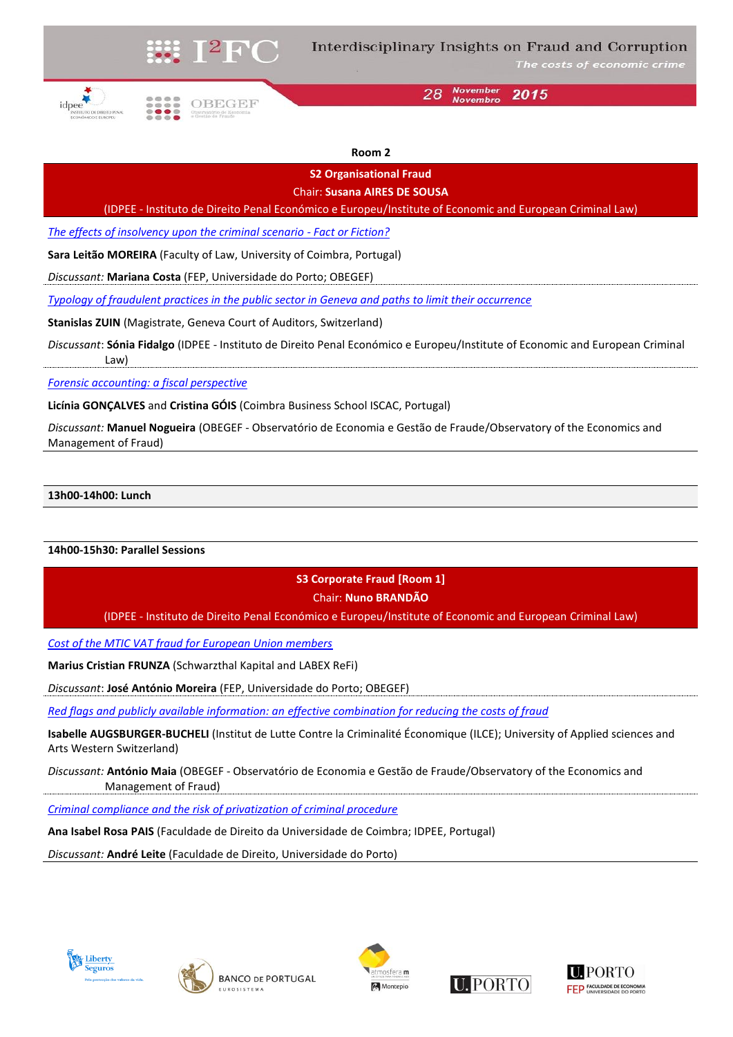**Room 2**

**S2 Organisational Fraud**

Chair: **Susana AIRES DE SOUSA**

(IDPEE - Instituto de Direito Penal Económico e Europeu/Institute of Economic and European Criminal Law)

*The effects of insolvency upon the criminal scenario - Fact or Fiction?*

**Sara Leitão MOREIRA** (Faculty of Law, University of Coimbra, Portugal)

*Discussant:* **Mariana Costa** (FEP, Universidade do Porto; OBEGEF)

*Typology of fraudulent practices in the public sector in Geneva and paths to limit their occurrence*

**Stanislas ZUIN** (Magistrate, Geneva Court of Auditors, Switzerland)

*Discussant*: **Sónia Fidalgo** (IDPEE - Instituto de Direito Penal Económico e Europeu/Institute of Economic and European Criminal Law)

*Forensic accounting: a fiscal perspective*

**Licínia GONÇALVES** and **Cristina GÓIS** (Coimbra Business School ISCAC, Portugal)

*Discussant:* **Manuel Nogueira** (OBEGEF - Observatório de Economia e Gestão de Fraude/Observatory of the Economics and Management of Fraud)

**13h00-14h00: Lunch**

**14h00-15h30: Parallel Sessions**

**S3 Corporate Fraud [Room 1]**

Chair: **Nuno BRANDÃO**

(IDPEE - Instituto de Direito Penal Económico e Europeu/Institute of Economic and European Criminal Law)

*Cost of the MTIC VAT fraud for European Union members*

**Marius Cristian FRUNZA** (Schwarzthal Kapital and LABEX ReFi)

*Discussant*: **José António Moreira** (FEP, Universidade do Porto; OBEGEF)

*Red flags and publicly available information: an effective combination for reducing the costs of fraud*

**Isabelle AUGSBURGER-BUCHELI** (Institut de Lutte Contre la Criminalité Économique (ILCE); University of Applied sciences and Arts Western Switzerland)

*Discussant:* **António Maia** (OBEGEF - Observatório de Economia e Gestão de Fraude/Observatory of the Economics and Management of Fraud)

*Criminal compliance and the risk of privatization of criminal procedure*

**Ana Isabel Rosa PAIS** (Faculdade de Direito da Universidade de Coimbra; IDPEE, Portugal)

*Discussant:* **André Leite** (Faculdade de Direito, Universidade do Porto)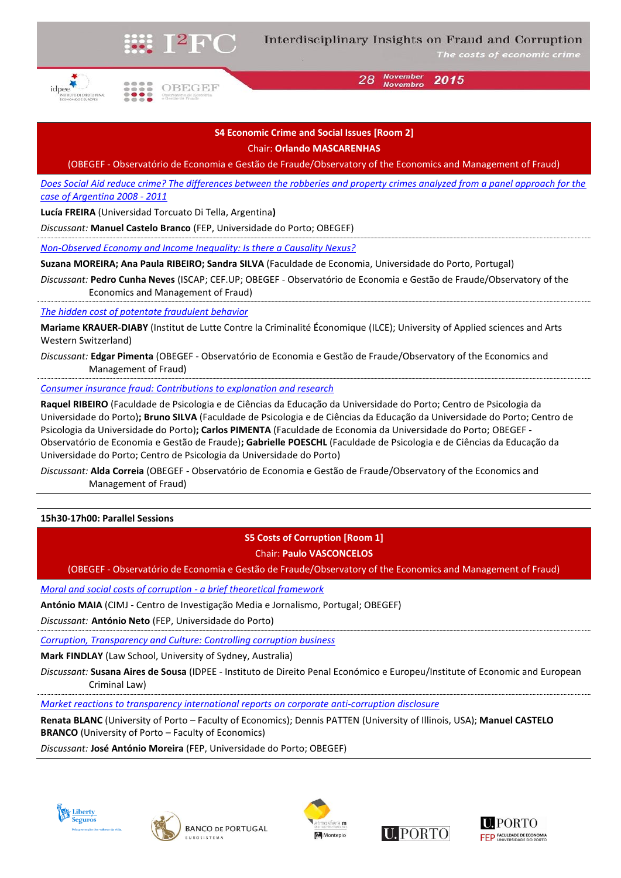**S4 Economic Crime and Social Issues [Room 2]**

Chair: **Orlando MASCARENHAS**

(OBEGEF - Observatório de Economia e Gestão de Fraude/Observatory of the Economics and Management of Fraud)

*Does Social Aid reduce crime? The differences between the robberies and property crimes analyzed from a panel approach for the case of Argentina 2008 - 2011*

**Lucía FREIRA** (Universidad Torcuato Di Tella, Argentina**)**

*Discussant:* **Manuel Castelo Branco** (FEP, Universidade do Porto; OBEGEF)

*Non-Observed Economy and Income Inequality: Is there a Causality Nexus?*

**Suzana MOREIRA; Ana Paula RIBEIRO; Sandra SILVA** (Faculdade de Economia, Universidade do Porto, Portugal)

*Discussant:* **Pedro Cunha Neves** (ISCAP; CEF.UP; OBEGEF - Observatório de Economia e Gestão de Fraude/Observatory of the Economics and Management of Fraud)

*The hidden cost of potentate fraudulent behavior*

**Mariame KRAUER-DIABY** (Institut de Lutte Contre la Criminalité Économique (ILCE); University of Applied sciences and Arts Western Switzerland)

*Discussant:* **Edgar Pimenta** (OBEGEF - Observatório de Economia e Gestão de Fraude/Observatory of the Economics and Management of Fraud)

*Consumer insurance fraud: Contributions to explanation and research*

**Raquel RIBEIRO** (Faculdade de Psicologia e de Ciências da Educação da Universidade do Porto; Centro de Psicologia da Universidade do Porto)**; Bruno SILVA** (Faculdade de Psicologia e de Ciências da Educação da Universidade do Porto; Centro de Psicologia da Universidade do Porto)**; Carlos PIMENTA** (Faculdade de Economia da Universidade do Porto; OBEGEF - Observatório de Economia e Gestão de Fraude)**; Gabrielle POESCHL** (Faculdade de Psicologia e de Ciências da Educação da Universidade do Porto; Centro de Psicologia da Universidade do Porto)

*Discussant:* **Alda Correia** (OBEGEF - Observatório de Economia e Gestão de Fraude/Observatory of the Economics and Management of Fraud)

---

**15h30-17h00: Parallel Sessions**

**S5 Costs of Corruption [Room 1]**

Chair: **Paulo VASCONCELOS**

(OBEGEF - Observatório de Economia e Gestão de Fraude/Observatory of the Economics and Management of Fraud)

*Moral and social costs of corruption - a brief theoretical framework*

**António MAIA** (CIMJ - Centro de Investigação Media e Jornalismo, Portugal; OBEGEF)

*Discussant:* **António Neto** (FEP, Universidade do Porto)

*Corruption, Transparency and Culture: Controlling corruption business*

**Mark FINDLAY** (Law School, University of Sydney, Australia)

*Discussant:* **Susana Aires de Sousa** (IDPEE - Instituto de Direito Penal Económico e Europeu/Institute of Economic and European Criminal Law)

*Market reactions to transparency international reports on corporate anti-corruption disclosure*

**Renata BLANC** (University of Porto – Faculty of Economics); Dennis PATTEN (University of Illinois, USA); **Manuel CASTELO BRANCO** (University of Porto – Faculty of Economics)

*Discussant:* **José António Moreira** (FEP, Universidade do Porto; OBEGEF)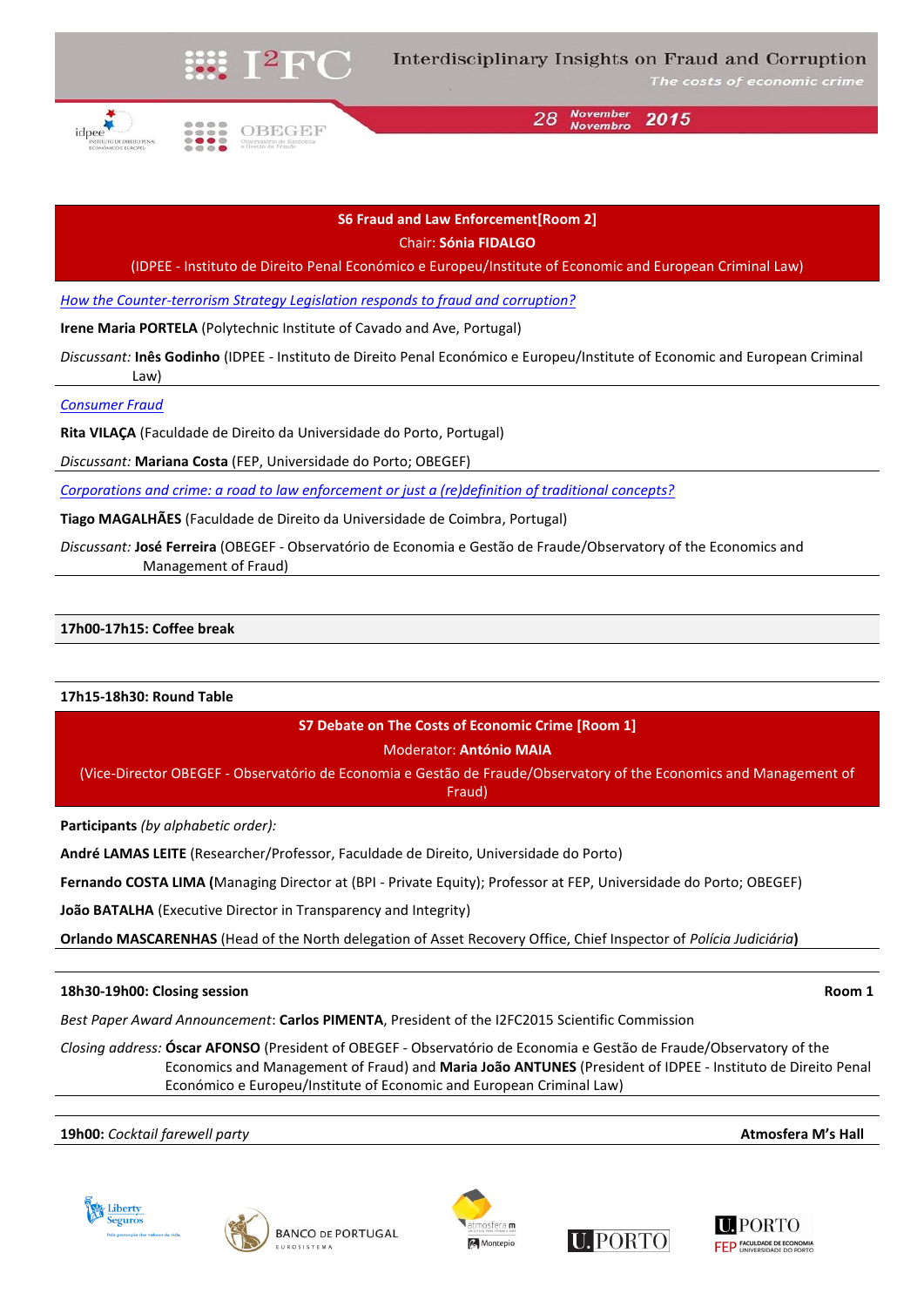**S6 Fraud and Law Enforcement[Room 2]**

Chair: **Sónia FIDALGO**

(IDPEE - Instituto de Direito Penal Económico e Europeu/Institute of Economic and European Criminal Law)

*How the Counter-terrorism Strategy Legislation responds to fraud and corruption?*

**Irene Maria PORTELA** (Polytechnic Institute of Cavado and Ave, Portugal)

*Discussant:* **Inês Godinho** (IDPEE - Instituto de Direito Penal Económico e Europeu/Institute of Economic and European Criminal Law)

*Consumer Fraud*

**Rita VILAÇA** (Faculdade de Direito da Universidade do Porto, Portugal)

*Discussant:* **Mariana Costa** (FEP, Universidade do Porto; OBEGEF)

*Corporations and crime: a road to law enforcement or just a (re)definition of traditional concepts?*

**Tiago MAGALHÃES** (Faculdade de Direito da Universidade de Coimbra, Portugal)

*Discussant:* **José Ferreira** (OBEGEF - Observatório de Economia e Gestão de Fraude/Observatory of the Economics and Management of Fraud)

**17h00-17h15: Coffee break**

**17h15-18h30: Round Table**

**S7 Debate on The Costs of Economic Crime [Room 1]**

Moderator: **António MAIA**

(Vice-Director OBEGEF - Observatório de Economia e Gestão de Fraude/Observatory of the Economics and Management of Fraud)

**Participants** *(by alphabetic order):*

**André LAMAS LEITE** (Researcher/Professor, Faculdade de Direito, Universidade do Porto)

**Fernando COSTA LIMA (**Managing Director at (BPI - Private Equity); Professor at FEP, Universidade do Porto; OBEGEF)

**João BATALHA** (Executive Director in Transparency and Integrity)

**Orlando MASCARENHAS** (Head of the North delegation of Asset Recovery Office, Chief Inspector of *Polícia Judiciária***)**

**18h30-19h00: Closing session** — **Room 1**

*Best Paper Award Announcement*: **Carlos PIMENTA**, President of the I2FC2015 Scientific Commission

*Closing address:* **Óscar AFONSO** (President of OBEGEF - Observatório de Economia e Gestão de Fraude/Observatory of the Economics and Management of Fraud) and **Maria João ANTUNES** (President of IDPEE - Instituto de Direito Penal Económico e Europeu/Institute of Economic and European Criminal Law)

**19h00:** *Cocktail farewell party* — **Atmosfera M's Hall**